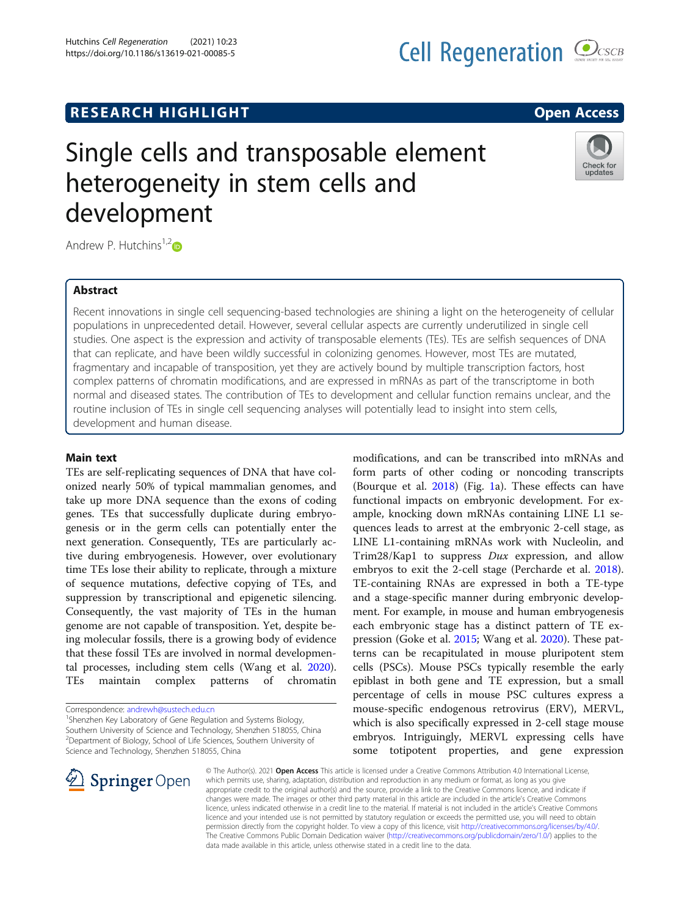RESEARCH HIGHLIGHT

Open Access

# Single cells and transposable element heterogeneity in stem cells and development

Andrew P. Hutchins[1,2]

## Abstract

Recent innovations in single cell sequencing-based technologies are shining a light on the heterogeneity of cellular populations in unprecedented detail. However, several cellular aspects are currently underutilized in single cell studies. One aspect is the expression and activity of transposable elements (TEs). TEs are selfish sequences of DNA that can replicate, and have been wildly successful in colonizing genomes. However, most TEs are mutated, fragmentary and incapable of transposition, yet they are actively bound by multiple transcription factors, host complex patterns of chromatin modifications, and are expressed in mRNAs as part of the transcriptome in both normal and diseased states. The contribution of TEs to development and cellular function remains unclear, and the routine inclusion of TEs in single cell sequencing analyses will potentially lead to insight into stem cells, development and human disease.

## Main text

TEs are self-replicating sequences of DNA that have colonized nearly 50% of typical mammalian genomes, and take up more DNA sequence than the exons of coding genes. TEs that successfully duplicate during embryogenesis or in the germ cells can potentially enter the next generation. Consequently, TEs are particularly active during embryogenesis. However, over evolutionary time TEs lose their ability to replicate, through a mixture of sequence mutations, defective copying of TEs, and suppression by transcriptional and epigenetic silencing. Consequently, the vast majority of TEs in the human genome are not capable of transposition. Yet, despite being molecular fossils, there is a growing body of evidence that these fossil TEs are involved in normal developmental processes, including stem cells (Wang et al. 2020). TEs maintain complex patterns of chromatin modifications, and can be transcribed into mRNAs and form parts of other coding or noncoding transcripts (Bourque et al. 2018) (Fig. 1a). These effects can have functional impacts on embryonic development. For example, knocking down mRNAs containing LINE L1 sequences leads to arrest at the embryonic 2-cell stage, as LINE L1-containing mRNAs work with Nucleolin, and Trim28/Kap1 to suppress *Dux* expression, and allow embryos to exit the 2-cell stage (Percharde et al. 2018). TE-containing RNAs are expressed in both a TE-type and a stage-specific manner during embryonic development. For example, in mouse and human embryogenesis each embryonic stage has a distinct pattern of TE expression (Goke et al. 2015; Wang et al. 2020). These patterns can be recapitulated in mouse pluripotent stem cells (PSCs). Mouse PSCs typically resemble the early epiblast in both gene and TE expression, but a small percentage of cells in mouse PSC cultures express a mouse-specific endogenous retrovirus (ERV), MERVL, which is also specifically expressed in 2-cell stage mouse embryos. Intriguingly, MERVL expressing cells have some totipotent properties, and gene expression

Correspondence: andrewh@sustech.edu.cn
[1]Shenzhen Key Laboratory of Gene Regulation and Systems Biology, Southern University of Science and Technology, Shenzhen 518055, China
[2]Department of Biology, School of Life Sciences, Southern University of Science and Technology, Shenzhen 518055, China

© The Author(s). 2021 **Open Access** This article is licensed under a Creative Commons Attribution 4.0 International License, which permits use, sharing, adaptation, distribution and reproduction in any medium or format, as long as you give appropriate credit to the original author(s) and the source, provide a link to the Creative Commons licence, and indicate if changes were made. The images or other third party material in this article are included in the article's Creative Commons licence, unless indicated otherwise in a credit line to the material. If material is not included in the article's Creative Commons licence and your intended use is not permitted by statutory regulation or exceeds the permitted use, you will need to obtain permission directly from the copyright holder. To view a copy of this licence, visit http://creativecommons.org/licenses/by/4.0/. The Creative Commons Public Domain Dedication waiver (http://creativecommons.org/publicdomain/zero/1.0/) applies to the data made available in this article, unless otherwise stated in a credit line to the data.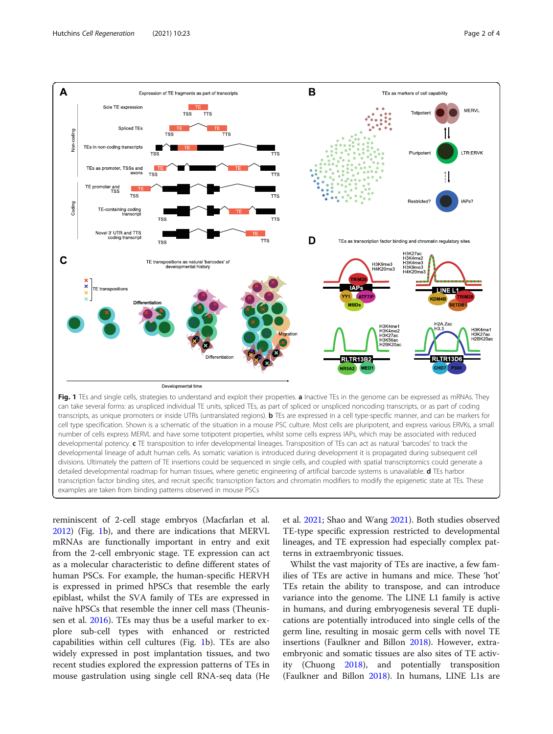**Fig. 1** TEs and single cells, strategies to understand and exploit their properties. **a** Inactive TEs in the genome can be expressed as mRNAs. They can take several forms: as unspliced individual TE units, spliced TEs, as part of spliced or unspliced noncoding transcripts, or as part of coding transcripts, as unique promoters or inside UTRs (untranslated regions). **b** TEs are expressed in a cell type-specific manner, and can be markers for cell type specification. Shown is a schematic of the situation in a mouse PSC culture. Most cells are pluripotent, and express various ERVKs, a small number of cells express MERVL and have some totipotent properties, whilst some cells express IAPs, which may be associated with reduced developmental potency. **c** TE transposition to infer developmental lineages. Transposition of TEs can act as natural 'barcodes' to track the developmental lineage of adult human cells. As somatic variation is introduced during development it is propagated during subsequent cell divisions. Ultimately the pattern of TE insertions could be sequenced in single cells, and coupled with spatial transcriptomics could generate a detailed developmental roadmap for human tissues, where genetic engineering of artificial barcode systems is unavailable. **d** TEs harbor transcription factor binding sites, and recruit specific transcription factors and chromatin modifiers to modify the epigenetic state at TEs. These examples are taken from binding patterns observed in mouse PSCs

reminiscent of 2-cell stage embryos (Macfarlan et al. 2012) (Fig. 1b), and there are indications that MERVL mRNAs are functionally important in entry and exit from the 2-cell embryonic stage. TE expression can act as a molecular characteristic to define different states of human PSCs. For example, the human-specific HERVH is expressed in primed hPSCs that resemble the early epiblast, whilst the SVA family of TEs are expressed in naïve hPSCs that resemble the inner cell mass (Theunissen et al. 2016). TEs may thus be a useful marker to explore sub-cell types with enhanced or restricted capabilities within cell cultures (Fig. 1b). TEs are also widely expressed in post implantation tissues, and two recent studies explored the expression patterns of TEs in mouse gastrulation using single cell RNA-seq data (He et al. 2021; Shao and Wang 2021). Both studies observed TE-type specific expression restricted to developmental lineages, and TE expression had especially complex patterns in extraembryonic tissues.

Whilst the vast majority of TEs are inactive, a few families of TEs are active in humans and mice. These 'hot' TEs retain the ability to transpose, and can introduce variance into the genome. The LINE L1 family is active in humans, and during embryogenesis several TE duplications are potentially introduced into single cells of the germ line, resulting in mosaic germ cells with novel TE insertions (Faulkner and Billon 2018). However, extra-embryonic and somatic tissues are also sites of TE activity (Chuong 2018), and potentially transposition (Faulkner and Billon 2018). In humans, LINE L1s are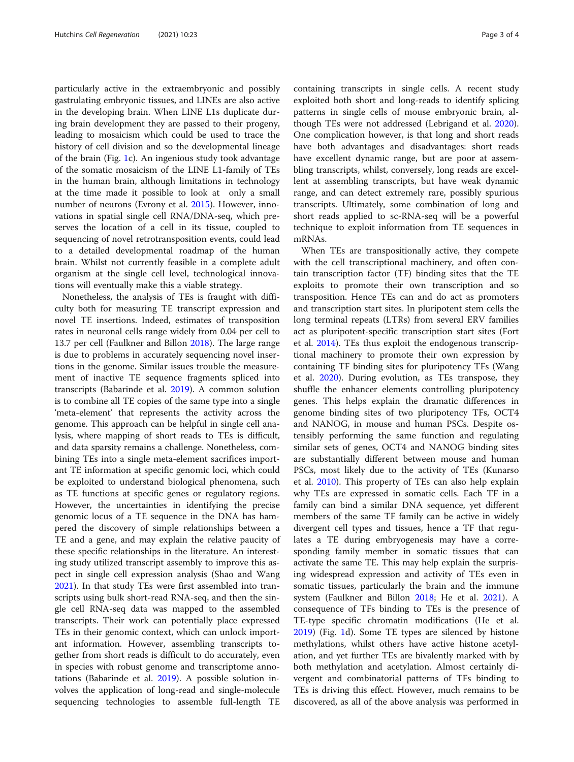particularly active in the extraembryonic and possibly gastrulating embryonic tissues, and LINEs are also active in the developing brain. When LINE L1s duplicate during brain development they are passed to their progeny, leading to mosaicism which could be used to trace the history of cell division and so the developmental lineage of the brain (Fig. 1c). An ingenious study took advantage of the somatic mosaicism of the LINE L1-family of TEs in the human brain, although limitations in technology at the time made it possible to look at only a small number of neurons (Evrony et al. 2015). However, innovations in spatial single cell RNA/DNA-seq, which preserves the location of a cell in its tissue, coupled to sequencing of novel retrotransposition events, could lead to a detailed developmental roadmap of the human brain. Whilst not currently feasible in a complete adult organism at the single cell level, technological innovations will eventually make this a viable strategy.

Nonetheless, the analysis of TEs is fraught with difficulty both for measuring TE transcript expression and novel TE insertions. Indeed, estimates of transposition rates in neuronal cells range widely from 0.04 per cell to 13.7 per cell (Faulkner and Billon 2018). The large range is due to problems in accurately sequencing novel insertions in the genome. Similar issues trouble the measurement of inactive TE sequence fragments spliced into transcripts (Babarinde et al. 2019). A common solution is to combine all TE copies of the same type into a single 'meta-element' that represents the activity across the genome. This approach can be helpful in single cell analysis, where mapping of short reads to TEs is difficult, and data sparsity remains a challenge. Nonetheless, combining TEs into a single meta-element sacrifices important TE information at specific genomic loci, which could be exploited to understand biological phenomena, such as TE functions at specific genes or regulatory regions. However, the uncertainties in identifying the precise genomic locus of a TE sequence in the DNA has hampered the discovery of simple relationships between a TE and a gene, and may explain the relative paucity of these specific relationships in the literature. An interesting study utilized transcript assembly to improve this aspect in single cell expression analysis (Shao and Wang 2021). In that study TEs were first assembled into transcripts using bulk short-read RNA-seq, and then the single cell RNA-seq data was mapped to the assembled transcripts. Their work can potentially place expressed TEs in their genomic context, which can unlock important information. However, assembling transcripts together from short reads is difficult to do accurately, even in species with robust genome and transcriptome annotations (Babarinde et al. 2019). A possible solution involves the application of long-read and single-molecule sequencing technologies to assemble full-length TE containing transcripts in single cells. A recent study exploited both short and long-reads to identify splicing patterns in single cells of mouse embryonic brain, although TEs were not addressed (Lebrigand et al. 2020). One complication however, is that long and short reads have both advantages and disadvantages: short reads have excellent dynamic range, but are poor at assembling transcripts, whilst, conversely, long reads are excellent at assembling transcripts, but have weak dynamic range, and can detect extremely rare, possibly spurious transcripts. Ultimately, some combination of long and short reads applied to sc-RNA-seq will be a powerful technique to exploit information from TE sequences in mRNAs.

When TEs are transpositionally active, they compete with the cell transcriptional machinery, and often contain transcription factor (TF) binding sites that the TE exploits to promote their own transcription and so transposition. Hence TEs can and do act as promoters and transcription start sites. In pluripotent stem cells the long terminal repeats (LTRs) from several ERV families act as pluripotent-specific transcription start sites (Fort et al. 2014). TEs thus exploit the endogenous transcriptional machinery to promote their own expression by containing TF binding sites for pluripotency TFs (Wang et al. 2020). During evolution, as TEs transpose, they shuffle the enhancer elements controlling pluripotency genes. This helps explain the dramatic differences in genome binding sites of two pluripotency TFs, OCT4 and NANOG, in mouse and human PSCs. Despite ostensibly performing the same function and regulating similar sets of genes, OCT4 and NANOG binding sites are substantially different between mouse and human PSCs, most likely due to the activity of TEs (Kunarso et al. 2010). This property of TEs can also help explain why TEs are expressed in somatic cells. Each TF in a family can bind a similar DNA sequence, yet different members of the same TF family can be active in widely divergent cell types and tissues, hence a TF that regulates a TE during embryogenesis may have a corresponding family member in somatic tissues that can activate the same TE. This may help explain the surprising widespread expression and activity of TEs even in somatic tissues, particularly the brain and the immune system (Faulkner and Billon 2018; He et al. 2021). A consequence of TFs binding to TEs is the presence of TE-type specific chromatin modifications (He et al. 2019) (Fig. 1d). Some TE types are silenced by histone methylations, whilst others have active histone acetylation, and yet further TEs are bivalently marked with by both methylation and acetylation. Almost certainly divergent and combinatorial patterns of TFs binding to TEs is driving this effect. However, much remains to be discovered, as all of the above analysis was performed in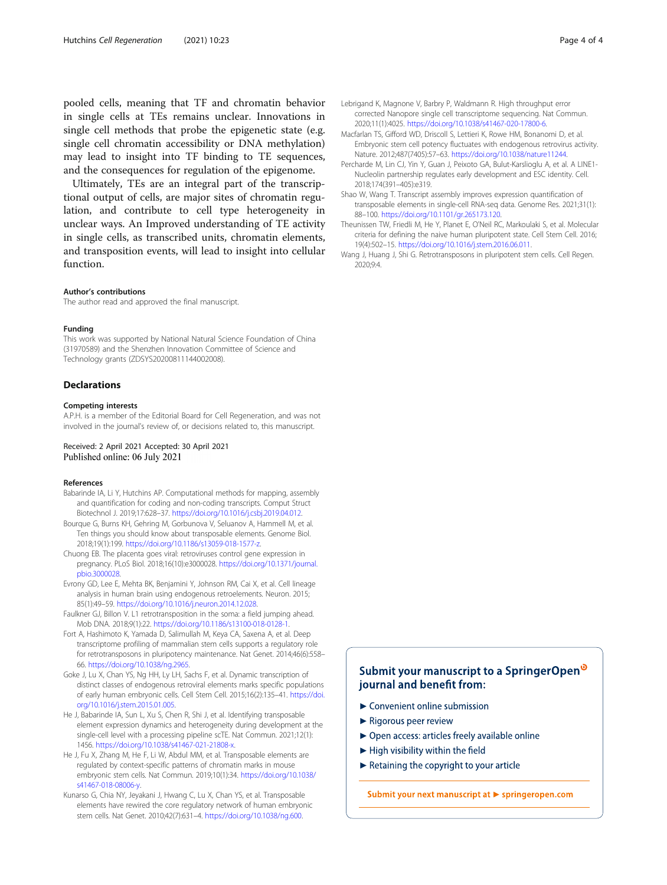pooled cells, meaning that TF and chromatin behavior in single cells at TEs remains unclear. Innovations in single cell methods that probe the epigenetic state (e.g. single cell chromatin accessibility or DNA methylation) may lead to insight into TF binding to TE sequences, and the consequences for regulation of the epigenome.

Ultimately, TEs are an integral part of the transcriptional output of cells, are major sites of chromatin regulation, and contribute to cell type heterogeneity in unclear ways. An Improved understanding of TE activity in single cells, as transcribed units, chromatin elements, and transposition events, will lead to insight into cellular function.

#### Author's contributions

The author read and approved the final manuscript.

#### Funding

This work was supported by National Natural Science Foundation of China (31970589) and the Shenzhen Innovation Committee of Science and Technology grants (ZDSYS20200811144002008).

### Declarations

#### Competing interests

A.P.H. is a member of the Editorial Board for Cell Regeneration, and was not involved in the journal's review of, or decisions related to, this manuscript.

Received: 2 April 2021 Accepted: 30 April 2021
Published online: 06 July 2021

#### References

Babarinde IA, Li Y, Hutchins AP. Computational methods for mapping, assembly and quantification for coding and non-coding transcripts. Comput Struct Biotechnol J. 2019;17:628–37. https://doi.org/10.1016/j.csbj.2019.04.012.

Bourque G, Burns KH, Gehring M, Gorbunova V, Seluanov A, Hammell M, et al. Ten things you should know about transposable elements. Genome Biol. 2018;19(1):199. https://doi.org/10.1186/s13059-018-1577-z.

Chuong EB. The placenta goes viral: retroviruses control gene expression in pregnancy. PLoS Biol. 2018;16(10):e3000028. https://doi.org/10.1371/journal.pbio.3000028.

Evrony GD, Lee E, Mehta BK, Benjamini Y, Johnson RM, Cai X, et al. Cell lineage analysis in human brain using endogenous retroelements. Neuron. 2015; 85(1):49–59. https://doi.org/10.1016/j.neuron.2014.12.028.

Faulkner GJ, Billon V. L1 retrotransposition in the soma: a field jumping ahead. Mob DNA. 2018;9(1):22. https://doi.org/10.1186/s13100-018-0128-1.

Fort A, Hashimoto K, Yamada D, Salimullah M, Keya CA, Saxena A, et al. Deep transcriptome profiling of mammalian stem cells supports a regulatory role for retrotransposons in pluripotency maintenance. Nat Genet. 2014;46(6):558–66. https://doi.org/10.1038/ng.2965.

Goke J, Lu X, Chan YS, Ng HH, Ly LH, Sachs F, et al. Dynamic transcription of distinct classes of endogenous retroviral elements marks specific populations of early human embryonic cells. Cell Stem Cell. 2015;16(2):135–41. https://doi.org/10.1016/j.stem.2015.01.005.

He J, Babarinde IA, Sun L, Xu S, Chen R, Shi J, et al. Identifying transposable element expression dynamics and heterogeneity during development at the single-cell level with a processing pipeline scTE. Nat Commun. 2021;12(1): 1456. https://doi.org/10.1038/s41467-021-21808-x.

He J, Fu X, Zhang M, He F, Li W, Abdul MM, et al. Transposable elements are regulated by context-specific patterns of chromatin marks in mouse embryonic stem cells. Nat Commun. 2019;10(1):34. https://doi.org/10.1038/s41467-018-08006-y.

Kunarso G, Chia NY, Jeyakani J, Hwang C, Lu X, Chan YS, et al. Transposable elements have rewired the core regulatory network of human embryonic stem cells. Nat Genet. 2010;42(7):631–4. https://doi.org/10.1038/ng.600.

Lebrigand K, Magnone V, Barbry P, Waldmann R. High throughput error corrected Nanopore single cell transcriptome sequencing. Nat Commun. 2020;11(1):4025. https://doi.org/10.1038/s41467-020-17800-6.

Macfarlan TS, Gifford WD, Driscoll S, Lettieri K, Rowe HM, Bonanomi D, et al. Embryonic stem cell potency fluctuates with endogenous retrovirus activity. Nature. 2012;487(7405):57–63. https://doi.org/10.1038/nature11244.

Percharde M, Lin CJ, Yin Y, Guan J, Peixoto GA, Bulut-Karslioglu A, et al. A LINE1-Nucleolin partnership regulates early development and ESC identity. Cell. 2018;174(391–405):e319.

Shao W, Wang T. Transcript assembly improves expression quantification of transposable elements in single-cell RNA-seq data. Genome Res. 2021;31(1): 88–100. https://doi.org/10.1101/gr.265173.120.

Theunissen TW, Friedli M, He Y, Planet E, O'Neil RC, Markoulaki S, et al. Molecular criteria for defining the naive human pluripotent state. Cell Stem Cell. 2016; 19(4):502–15. https://doi.org/10.1016/j.stem.2016.06.011.

Wang J, Huang J, Shi G. Retrotransposons in pluripotent stem cells. Cell Regen. 2020;9:4.

**Submit your manuscript to a SpringerOpen journal and benefit from:**

- ► Convenient online submission
- ► Rigorous peer review
- ► Open access: articles freely available online
- ► High visibility within the field
- ► Retaining the copyright to your article

**Submit your next manuscript at ► springeropen.com**